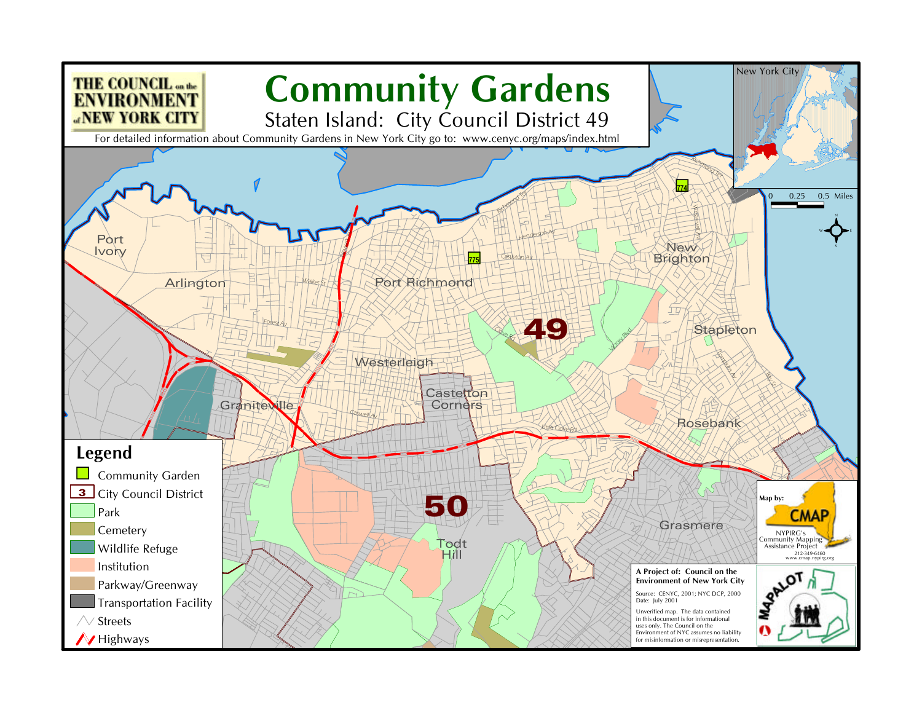THE COUNCIL on the ENVIRONMENT of NEW YORK CITY

# Community Gardens

## Staten Island: City Council District 49

For detailed information about Community Gardens in New York City go to: www.cenyc.org/maps/index.html

New York City

0 0.25 0.5 Miles

Port Ivory

Arlington

Port Richmond

New Brighton

Stapleton

Westerleigh

Castleton Corners

Graniteville

Rosebank

Grasmere

Todt Hill

49

50

774

775

Richmond Ter

Henderson Av

Castleton Av

Walker St

Forest Av

Clove Rd

Victory Blvd

Caswell Av

Little Clove Rd

Bay St

## Legend

- Community Garden
- 3 City Council District
- Park
- Cemetery
- Wildlife Refuge
- Institution
- Parkway/Greenway
- Transportation Facility
- Streets
- Highways

Map by: CMAP

NYPIRG's Community Mapping Assistance Project

212-349-6460

www.cmap.nypirg.org

**A Project of: Council on the Environment of New York City**

Source: CENYC, 2001; NYC DCP, 2000

Date: July 2001

Unverified map. The data contained in this document is for informational uses only. The Council on the Environment of NYC assumes no liability for misinformation or misrepresentation.

MAPALOT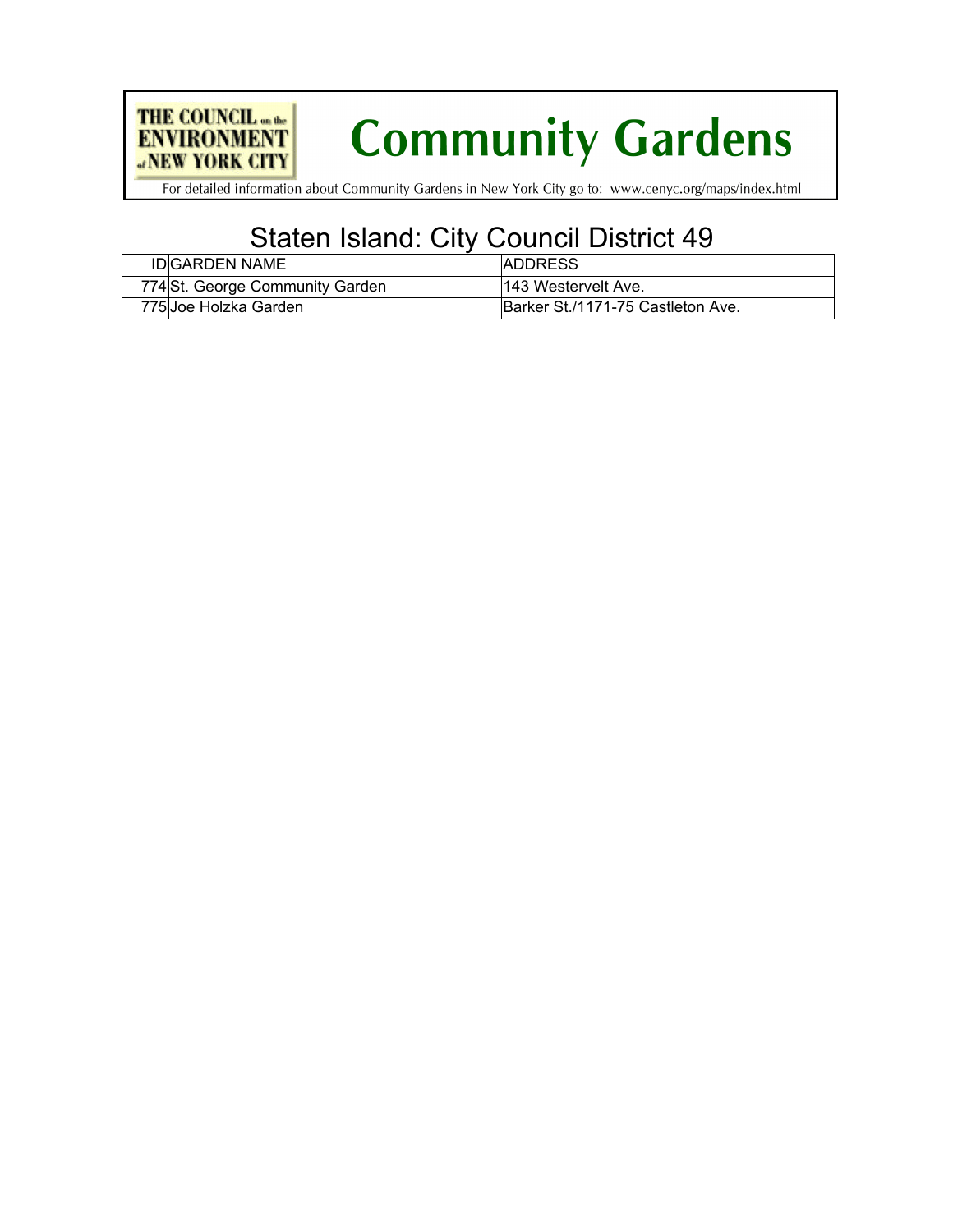THE COUNCIL on the ENVIRONMENT of NEW YORK CITY

# Community Gardens

For detailed information about Community Gardens in New York City go to: www.cenyc.org/maps/index.html

## Staten Island: City Council District 49

| ID | GARDEN NAME | ADDRESS |
|---|---|---|
| 774 | St. George Community Garden | 143 Westervelt Ave. |
| 775 | Joe Holzka Garden | Barker St./1171-75 Castleton Ave. |